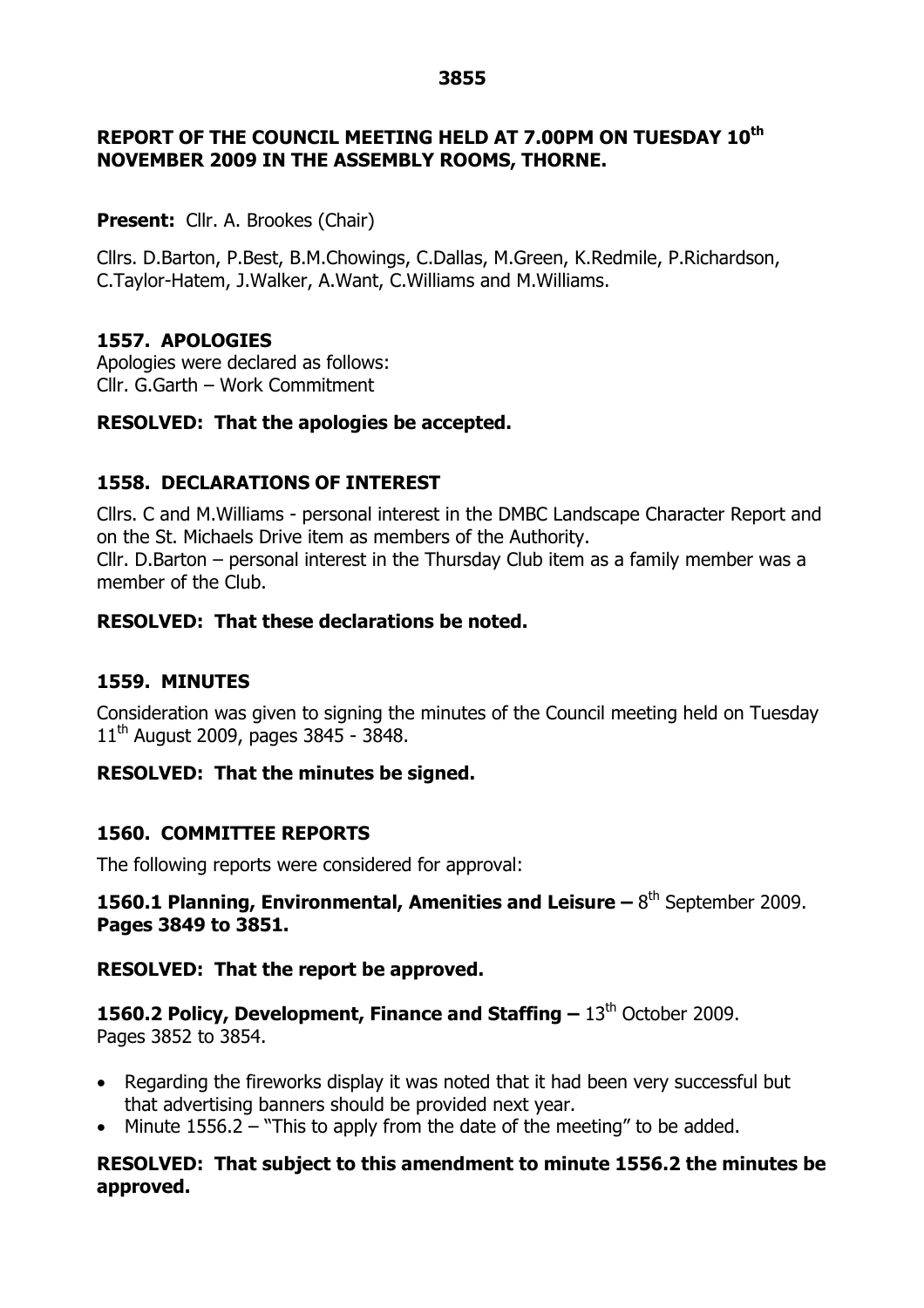# REPORT OF THE COUNCIL MEETING HELD AT 7.00PM ON TUESDAY 10th NOVEMBER 2009 IN THE ASSEMBLY ROOMS, THORNE.

**Present:** Cllr. A. Brookes (Chair)

Cllrs. D.Barton, P.Best, B.M.Chowings, C.Dallas, M.Green, K.Redmile, P.Richardson, C.Taylor-Hatem, J.Walker, A.Want, C.Williams and M.Williams.

## 1557. APOLOGIES

Apologies were declared as follows:
Cllr. G.Garth – Work Commitment

**RESOLVED: That the apologies be accepted.**

## 1558. DECLARATIONS OF INTEREST

Cllrs. C and M.Williams - personal interest in the DMBC Landscape Character Report and on the St. Michaels Drive item as members of the Authority.
Cllr. D.Barton – personal interest in the Thursday Club item as a family member was a member of the Club.

**RESOLVED: That these declarations be noted.**

## 1559. MINUTES

Consideration was given to signing the minutes of the Council meeting held on Tuesday 11th August 2009, pages 3845 - 3848.

**RESOLVED: That the minutes be signed.**

## 1560. COMMITTEE REPORTS

The following reports were considered for approval:

**1560.1 Planning, Environmental, Amenities and Leisure –** 8th September 2009. **Pages 3849 to 3851.**

**RESOLVED: That the report be approved.**

**1560.2 Policy, Development, Finance and Staffing –** 13th October 2009. Pages 3852 to 3854.

- Regarding the fireworks display it was noted that it had been very successful but that advertising banners should be provided next year.
- Minute 1556.2 – "This to apply from the date of the meeting" to be added.

**RESOLVED: That subject to this amendment to minute 1556.2 the minutes be approved.**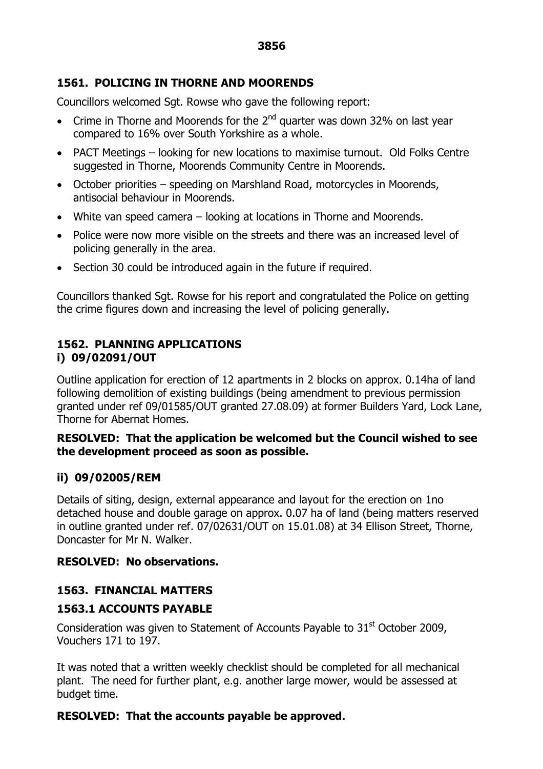## 1561. POLICING IN THORNE AND MOORENDS

Councillors welcomed Sgt. Rowse who gave the following report:

- Crime in Thorne and Moorends for the 2nd quarter was down 32% on last year compared to 16% over South Yorkshire as a whole.
- PACT Meetings – looking for new locations to maximise turnout. Old Folks Centre suggested in Thorne, Moorends Community Centre in Moorends.
- October priorities – speeding on Marshland Road, motorcycles in Moorends, antisocial behaviour in Moorends.
- White van speed camera – looking at locations in Thorne and Moorends.
- Police were now more visible on the streets and there was an increased level of policing generally in the area.
- Section 30 could be introduced again in the future if required.

Councillors thanked Sgt. Rowse for his report and congratulated the Police on getting the crime figures down and increasing the level of policing generally.

## 1562. PLANNING APPLICATIONS

### i) 09/02091/OUT

Outline application for erection of 12 apartments in 2 blocks on approx. 0.14ha of land following demolition of existing buildings (being amendment to previous permission granted under ref 09/01585/OUT granted 27.08.09) at former Builders Yard, Lock Lane, Thorne for Abernat Homes.

**RESOLVED: That the application be welcomed but the Council wished to see the development proceed as soon as possible.**

### ii) 09/02005/REM

Details of siting, design, external appearance and layout for the erection on 1no detached house and double garage on approx. 0.07 ha of land (being matters reserved in outline granted under ref. 07/02631/OUT on 15.01.08) at 34 Ellison Street, Thorne, Doncaster for Mr N. Walker.

**RESOLVED: No observations.**

## 1563. FINANCIAL MATTERS

### 1563.1 ACCOUNTS PAYABLE

Consideration was given to Statement of Accounts Payable to 31st October 2009, Vouchers 171 to 197.

It was noted that a written weekly checklist should be completed for all mechanical plant. The need for further plant, e.g. another large mower, would be assessed at budget time.

**RESOLVED: That the accounts payable be approved.**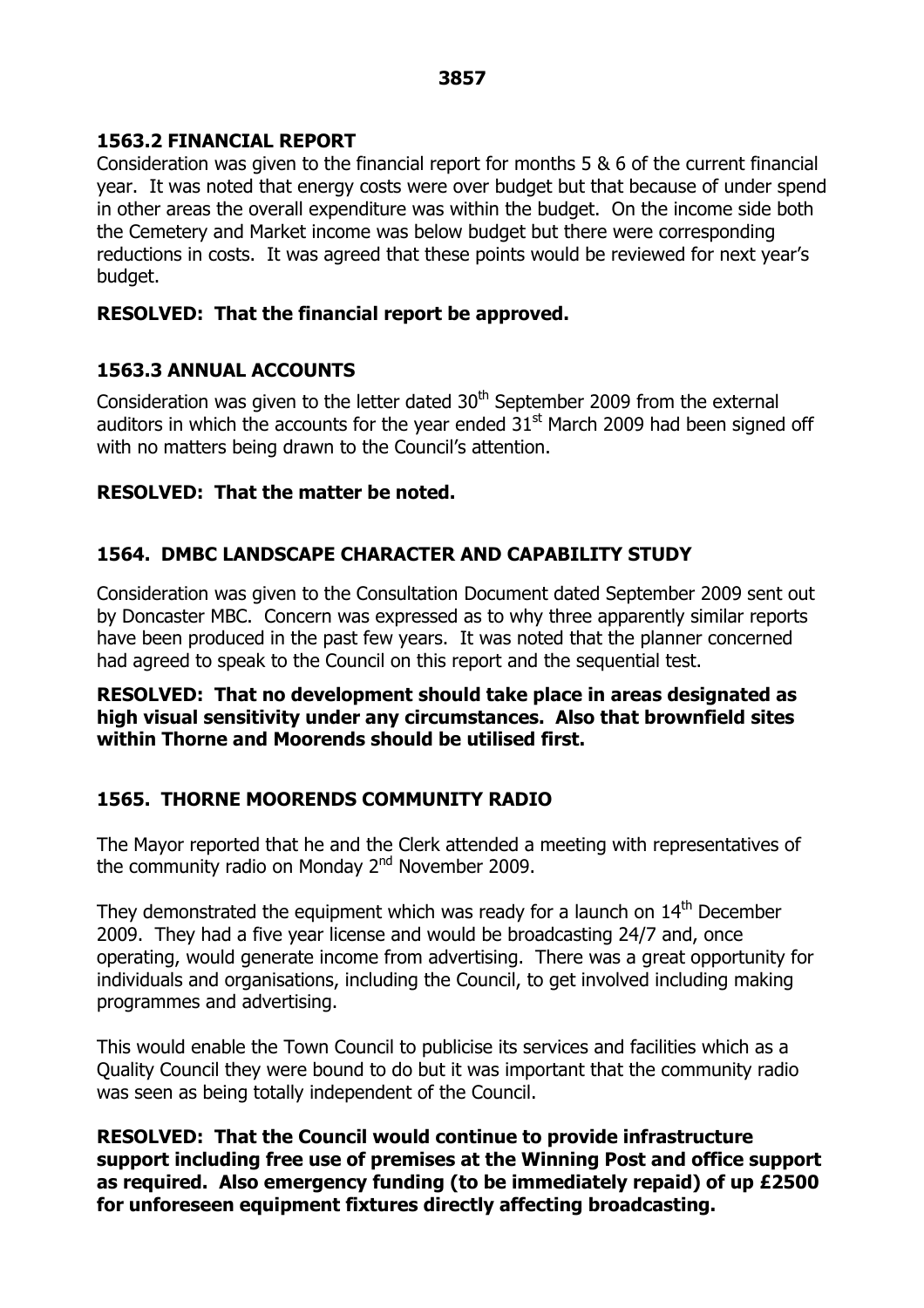## 1563.2 FINANCIAL REPORT

Consideration was given to the financial report for months 5 & 6 of the current financial year. It was noted that energy costs were over budget but that because of under spend in other areas the overall expenditure was within the budget. On the income side both the Cemetery and Market income was below budget but there were corresponding reductions in costs. It was agreed that these points would be reviewed for next year's budget.

**RESOLVED: That the financial report be approved.**

## 1563.3 ANNUAL ACCOUNTS

Consideration was given to the letter dated 30th September 2009 from the external auditors in which the accounts for the year ended 31st March 2009 had been signed off with no matters being drawn to the Council's attention.

**RESOLVED: That the matter be noted.**

## 1564. DMBC LANDSCAPE CHARACTER AND CAPABILITY STUDY

Consideration was given to the Consultation Document dated September 2009 sent out by Doncaster MBC. Concern was expressed as to why three apparently similar reports have been produced in the past few years. It was noted that the planner concerned had agreed to speak to the Council on this report and the sequential test.

**RESOLVED: That no development should take place in areas designated as high visual sensitivity under any circumstances. Also that brownfield sites within Thorne and Moorends should be utilised first.**

## 1565. THORNE MOORENDS COMMUNITY RADIO

The Mayor reported that he and the Clerk attended a meeting with representatives of the community radio on Monday 2nd November 2009.

They demonstrated the equipment which was ready for a launch on 14th December 2009. They had a five year license and would be broadcasting 24/7 and, once operating, would generate income from advertising. There was a great opportunity for individuals and organisations, including the Council, to get involved including making programmes and advertising.

This would enable the Town Council to publicise its services and facilities which as a Quality Council they were bound to do but it was important that the community radio was seen as being totally independent of the Council.

**RESOLVED: That the Council would continue to provide infrastructure support including free use of premises at the Winning Post and office support as required. Also emergency funding (to be immediately repaid) of up £2500 for unforeseen equipment fixtures directly affecting broadcasting.**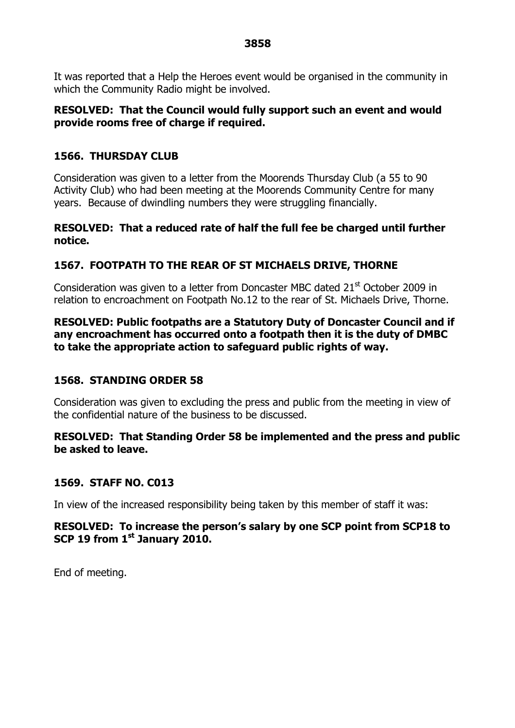It was reported that a Help the Heroes event would be organised in the community in which the Community Radio might be involved.

**RESOLVED: That the Council would fully support such an event and would provide rooms free of charge if required.**

## 1566. THURSDAY CLUB

Consideration was given to a letter from the Moorends Thursday Club (a 55 to 90 Activity Club) who had been meeting at the Moorends Community Centre for many years. Because of dwindling numbers they were struggling financially.

**RESOLVED: That a reduced rate of half the full fee be charged until further notice.**

## 1567. FOOTPATH TO THE REAR OF ST MICHAELS DRIVE, THORNE

Consideration was given to a letter from Doncaster MBC dated 21st October 2009 in relation to encroachment on Footpath No.12 to the rear of St. Michaels Drive, Thorne.

**RESOLVED: Public footpaths are a Statutory Duty of Doncaster Council and if any encroachment has occurred onto a footpath then it is the duty of DMBC to take the appropriate action to safeguard public rights of way.**

## 1568. STANDING ORDER 58

Consideration was given to excluding the press and public from the meeting in view of the confidential nature of the business to be discussed.

**RESOLVED: That Standing Order 58 be implemented and the press and public be asked to leave.**

## 1569. STAFF NO. C013

In view of the increased responsibility being taken by this member of staff it was:

**RESOLVED: To increase the person's salary by one SCP point from SCP18 to SCP 19 from 1st January 2010.**

End of meeting.